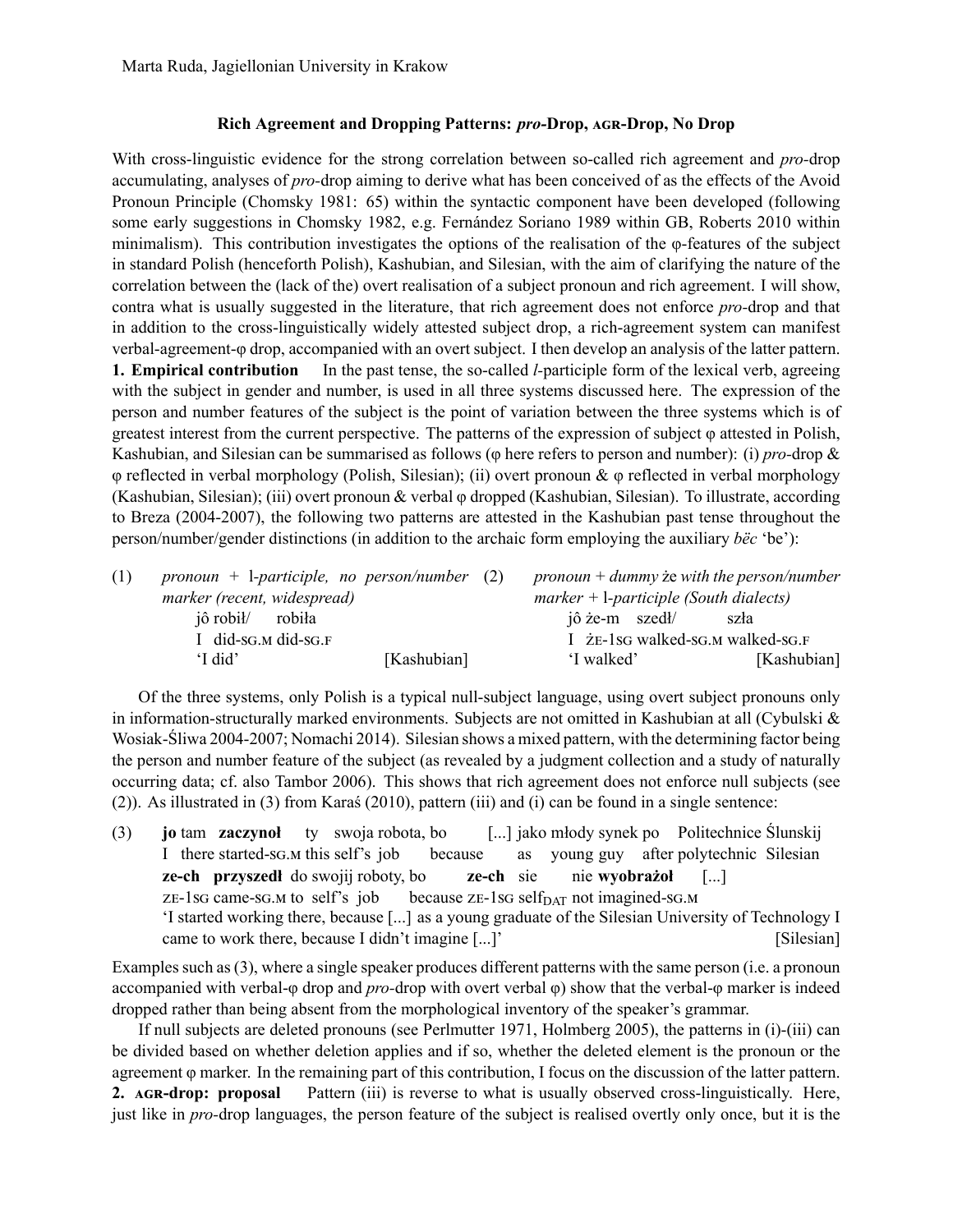Marta Ruda, Jagiellonian University in Krakow

# Rich Agreement and Dropping Patterns: *pro*-Drop, AGR-Drop, No Drop

With cross-linguistic evidence for the strong correlation between so-called rich agreement and *pro*-drop accumulating, analyses of *pro*-drop aiming to derive what has been conceived of as the effects of the Avoid Pronoun Principle (Chomsky 1981: 65) within the syntactic component have been developed (following some early suggestions in Chomsky 1982, e.g. Fernández Soriano 1989 within GB, Roberts 2010 within minimalism). This contribution investigates the options of the realisation of the φ-features of the subject in standard Polish (henceforth Polish), Kashubian, and Silesian, with the aim of clarifying the nature of the correlation between the (lack of the) overt realisation of a subject pronoun and rich agreement. I will show, contra what is usually suggested in the literature, that rich agreement does not enforce *pro*-drop and that in addition to the cross-linguistically widely attested subject drop, a rich-agreement system can manifest verbal-agreement-φ drop, accompanied with an overt subject. I then develop an analysis of the latter pattern.

**1. Empirical contribution** In the past tense, the so-called *l*-participle form of the lexical verb, agreeing with the subject in gender and number, is used in all three systems discussed here. The expression of the person and number features of the subject is the point of variation between the three systems which is of greatest interest from the current perspective. The patterns of the expression of subject φ attested in Polish, Kashubian, and Silesian can be summarised as follows (φ here refers to person and number): (i) *pro*-drop & φ reflected in verbal morphology (Polish, Silesian); (ii) overt pronoun & φ reflected in verbal morphology (Kashubian, Silesian); (iii) overt pronoun & verbal φ dropped (Kashubian, Silesian). To illustrate, according to Breza (2004-2007), the following two patterns are attested in the Kashubian past tense throughout the person/number/gender distinctions (in addition to the archaic form employing the auxiliary *bëc* 'be'):

(1) *pronoun* + l-*participle, no person/number marker (recent, widespread)*

jô robił/ robiła
I did-SG.M did-SG.F
'I did' [Kashubian]

(2) *pronoun + dummy* że *with the person/number marker* + l-*participle (South dialects)*

jô że-m szedł/ szła
I ŻE-1SG walked-SG.M walked-SG.F
'I walked' [Kashubian]

Of the three systems, only Polish is a typical null-subject language, using overt subject pronouns only in information-structurally marked environments. Subjects are not omitted in Kashubian at all (Cybulski & Wosiak-Śliwa 2004-2007; Nomachi 2014). Silesian shows a mixed pattern, with the determining factor being the person and number feature of the subject (as revealed by a judgment collection and a study of naturally occurring data; cf. also Tambor 2006). This shows that rich agreement does not enforce null subjects (see (2)). As illustrated in (3) from Karaś (2010), pattern (iii) and (i) can be found in a single sentence:

(3) **jo** tam **zaczynoł** ty swoja robota, bo [...] jako młody synek po Politechnice Ślunskij
I there started-SG.M this self's job because as young guy after polytechnic Silesian
**ze-ch przyszedł** do swojij roboty, bo **ze-ch** sie nie **wyobrażoł** [...]
ZE-1SG came-SG.M to self's job because ZE-1SG self$_{DAT}$ not imagined-SG.M
'I started working there, because [...] as a young graduate of the Silesian University of Technology I came to work there, because I didn't imagine [...]' [Silesian]

Examples such as (3), where a single speaker produces different patterns with the same person (i.e. a pronoun accompanied with verbal-φ drop and *pro*-drop with overt verbal φ) show that the verbal-φ marker is indeed dropped rather than being absent from the morphological inventory of the speaker's grammar.

If null subjects are deleted pronouns (see Perlmutter 1971, Holmberg 2005), the patterns in (i)-(iii) can be divided based on whether deletion applies and if so, whether the deleted element is the pronoun or the agreement φ marker. In the remaining part of this contribution, I focus on the discussion of the latter pattern.

**2. AGR-drop: proposal** Pattern (iii) is reverse to what is usually observed cross-linguistically. Here, just like in *pro*-drop languages, the person feature of the subject is realised overtly only once, but it is the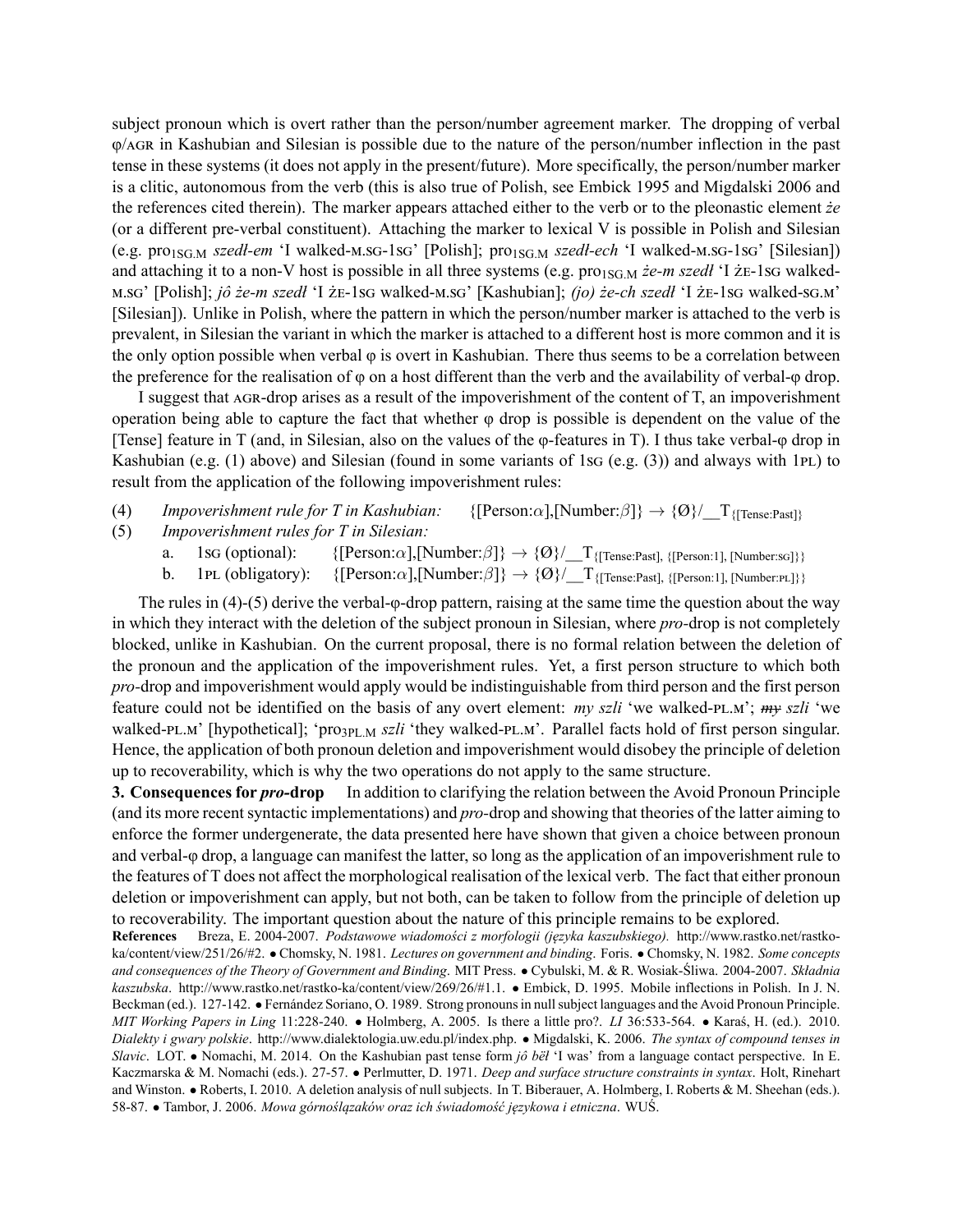subject pronoun which is overt rather than the person/number agreement marker. The dropping of verbal φ/AGR in Kashubian and Silesian is possible due to the nature of the person/number inflection in the past tense in these systems (it does not apply in the present/future). More specifically, the person/number marker is a clitic, autonomous from the verb (this is also true of Polish, see Embick 1995 and Migdalski 2006 and the references cited therein). The marker appears attached either to the verb or to the pleonastic element *że* (or a different pre-verbal constituent). Attaching the marker to lexical V is possible in Polish and Silesian (e.g. $\text{pro}_{1SG.M}$ *szedł-em* 'I walked-M.SG-1SG' [Polish]; $\text{pro}_{1SG.M}$ *szedł-ech* 'I walked-M.SG-1SG' [Silesian]) and attaching it to a non-V host is possible in all three systems (e.g. $\text{pro}_{1SG.M}$ *że-m szedł* 'I ŻE-1SG walked-M.SG' [Polish]; *jô że-m szedł* 'I ŻE-1SG walked-M.SG' [Kashubian]; *(jo) że-ch szedł* 'I ŻE-1SG walked-SG.M' [Silesian]). Unlike in Polish, where the pattern in which the person/number marker is attached to the verb is prevalent, in Silesian the variant in which the marker is attached to a different host is more common and it is the only option possible when verbal φ is overt in Kashubian. There thus seems to be a correlation between the preference for the realisation of φ on a host different than the verb and the availability of verbal-φ drop.

I suggest that AGR-drop arises as a result of the impoverishment of the content of T, an impoverishment operation being able to capture the fact that whether φ drop is possible is dependent on the value of the [Tense] feature in T (and, in Silesian, also on the values of the φ-features in T). I thus take verbal-φ drop in Kashubian (e.g. (1) above) and Silesian (found in some variants of 1SG (e.g. (3)) and always with 1PL) to result from the application of the following impoverishment rules:

(4) *Impoverishment rule for T in Kashubian:* $\{[\text{Person}:\alpha],[\text{Number}:\beta]\} \rightarrow \{\varnothing\}/\_\_\text{T}_{\{[\text{Tense:Past}]\}}$

(5) *Impoverishment rules for T in Silesian:*

a. 1SG (optional): $\{[\text{Person}:\alpha],[\text{Number}:\beta]\} \rightarrow \{\varnothing\}/\_\_\text{T}_{\{[\text{Tense:Past}],\ \{[\text{Person:1}],\ [\text{Number:SG}]\}\}}$

b. 1PL (obligatory): $\{[\text{Person}:\alpha],[\text{Number}:\beta]\} \rightarrow \{\varnothing\}/\_\_\text{T}_{\{[\text{Tense:Past}],\ \{[\text{Person:1}],\ [\text{Number:PL}]\}\}}$

The rules in (4)-(5) derive the verbal-φ-drop pattern, raising at the same time the question about the way in which they interact with the deletion of the subject pronoun in Silesian, where *pro*-drop is not completely blocked, unlike in Kashubian. On the current proposal, there is no formal relation between the deletion of the pronoun and the application of the impoverishment rules. Yet, a first person structure to which both *pro*-drop and impoverishment would apply would be indistinguishable from third person and the first person feature could not be identified on the basis of any overt element: *my szli* 'we walked-PL.M'; ~~*my*~~ *szli* 'we walked-PL.M' [hypothetical]; '$\text{pro}_{3PL.M}$ *szli* 'they walked-PL.M'. Parallel facts hold of first person singular. Hence, the application of both pronoun deletion and impoverishment would disobey the principle of deletion up to recoverability, which is why the two operations do not apply to the same structure.

**3. Consequences for *pro*-drop** In addition to clarifying the relation between the Avoid Pronoun Principle (and its more recent syntactic implementations) and *pro*-drop and showing that theories of the latter aiming to enforce the former undergenerate, the data presented here have shown that given a choice between pronoun and verbal-φ drop, a language can manifest the latter, so long as the application of an impoverishment rule to the features of T does not affect the morphological realisation of the lexical verb. The fact that either pronoun deletion or impoverishment can apply, but not both, can be taken to follow from the principle of deletion up to recoverability. The important question about the nature of this principle remains to be explored.

**References** Breza, E. 2004-2007. *Podstawowe wiadomości z morfologii (języka kaszubskiego).* http://www.rastko.net/rastko-ka/content/view/251/26/#2. • Chomsky, N. 1981. *Lectures on government and binding*. Foris. • Chomsky, N. 1982. *Some concepts and consequences of the Theory of Government and Binding*. MIT Press. • Cybulski, M. & R. Wosiak-Śliwa. 2004-2007. *Składnia kaszubska*. http://www.rastko.net/rastko-ka/content/view/269/26/#1.1. • Embick, D. 1995. Mobile inflections in Polish. In J. N. Beckman (ed.). 127-142. • Fernández Soriano, O. 1989. Strong pronouns in null subject languages and the Avoid Pronoun Principle. *MIT Working Papers in Ling* 11:228-240. • Holmberg, A. 2005. Is there a little pro?. *LI* 36:533-564. • Karaś, H. (ed.). 2010. *Dialekty i gwary polskie*. http://www.dialektologia.uw.edu.pl/index.php. • Migdalski, K. 2006. *The syntax of compound tenses in Slavic*. LOT. • Nomachi, M. 2014. On the Kashubian past tense form *jô bëł* 'I was' from a language contact perspective. In E. Kaczmarska & M. Nomachi (eds.). 27-57. • Perlmutter, D. 1971. *Deep and surface structure constraints in syntax*. Holt, Rinehart and Winston. • Roberts, I. 2010. A deletion analysis of null subjects. In T. Biberauer, A. Holmberg, I. Roberts & M. Sheehan (eds.). 58-87. • Tambor, J. 2006. *Mowa górnoślązaków oraz ich świadomość językowa i etniczna*. WUŚ.